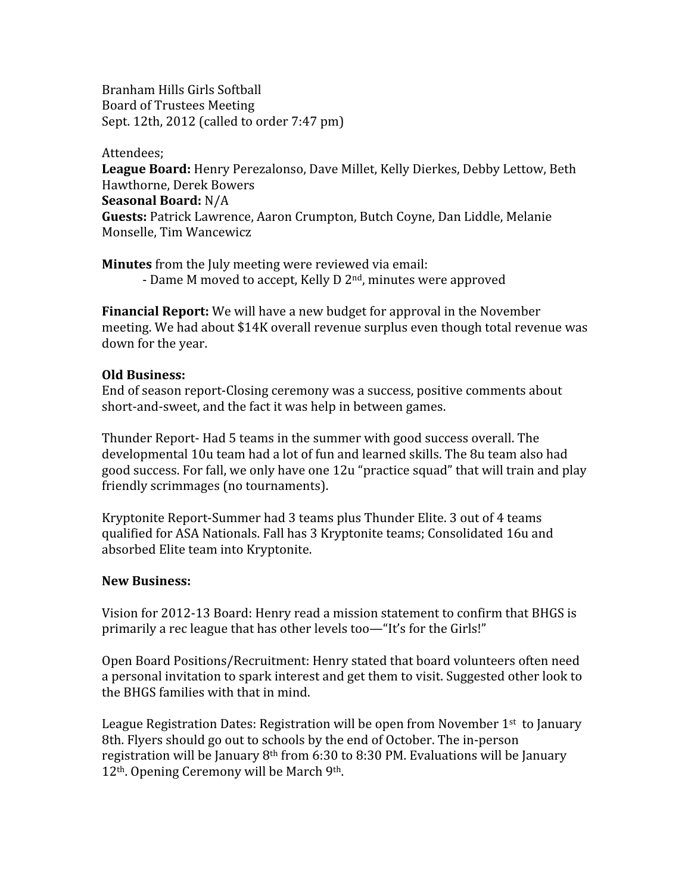Branham Hills Girls Softball
Board of Trustees Meeting
Sept. 12th, 2012 (called to order 7:47 pm)

Attendees;
**League Board:** Henry Perezalonso, Dave Millet, Kelly Dierkes, Debby Lettow, Beth Hawthorne, Derek Bowers
**Seasonal Board:** N/A
**Guests:** Patrick Lawrence, Aaron Crumpton, Butch Coyne, Dan Liddle, Melanie Monselle, Tim Wancewicz

**Minutes** from the July meeting were reviewed via email:

- Dame M moved to accept, Kelly D 2nd, minutes were approved

**Financial Report:** We will have a new budget for approval in the November meeting. We had about $14K overall revenue surplus even though total revenue was down for the year.

**Old Business:**
End of season report-Closing ceremony was a success, positive comments about short-and-sweet, and the fact it was help in between games.

Thunder Report- Had 5 teams in the summer with good success overall. The developmental 10u team had a lot of fun and learned skills. The 8u team also had good success. For fall, we only have one 12u "practice squad" that will train and play friendly scrimmages (no tournaments).

Kryptonite Report-Summer had 3 teams plus Thunder Elite. 3 out of 4 teams qualified for ASA Nationals. Fall has 3 Kryptonite teams; Consolidated 16u and absorbed Elite team into Kryptonite.

**New Business:**

Vision for 2012-13 Board: Henry read a mission statement to confirm that BHGS is primarily a rec league that has other levels too—"It's for the Girls!"

Open Board Positions/Recruitment: Henry stated that board volunteers often need a personal invitation to spark interest and get them to visit. Suggested other look to the BHGS families with that in mind.

League Registration Dates: Registration will be open from November 1st to January 8th. Flyers should go out to schools by the end of October. The in-person registration will be January 8th from 6:30 to 8:30 PM. Evaluations will be January 12th. Opening Ceremony will be March 9th.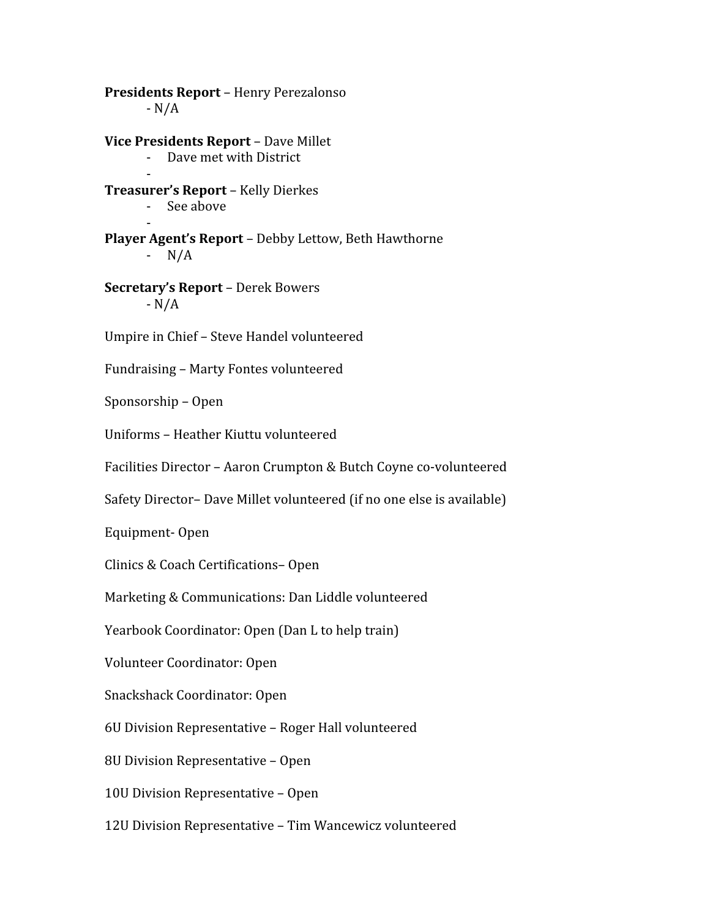**Presidents Report** – Henry Perezalonso

- N/A

**Vice Presidents Report** – Dave Millet

- Dave met with District
-

**Treasurer's Report** – Kelly Dierkes

- See above
-

**Player Agent's Report** – Debby Lettow, Beth Hawthorne

- N/A

**Secretary's Report** – Derek Bowers

- N/A

Umpire in Chief – Steve Handel volunteered

Fundraising – Marty Fontes volunteered

Sponsorship – Open

Uniforms – Heather Kiuttu volunteered

Facilities Director – Aaron Crumpton & Butch Coyne co-volunteered

Safety Director– Dave Millet volunteered (if no one else is available)

Equipment- Open

Clinics & Coach Certifications– Open

Marketing & Communications: Dan Liddle volunteered

Yearbook Coordinator: Open (Dan L to help train)

Volunteer Coordinator: Open

Snackshack Coordinator: Open

6U Division Representative – Roger Hall volunteered

8U Division Representative – Open

10U Division Representative – Open

12U Division Representative – Tim Wancewicz volunteered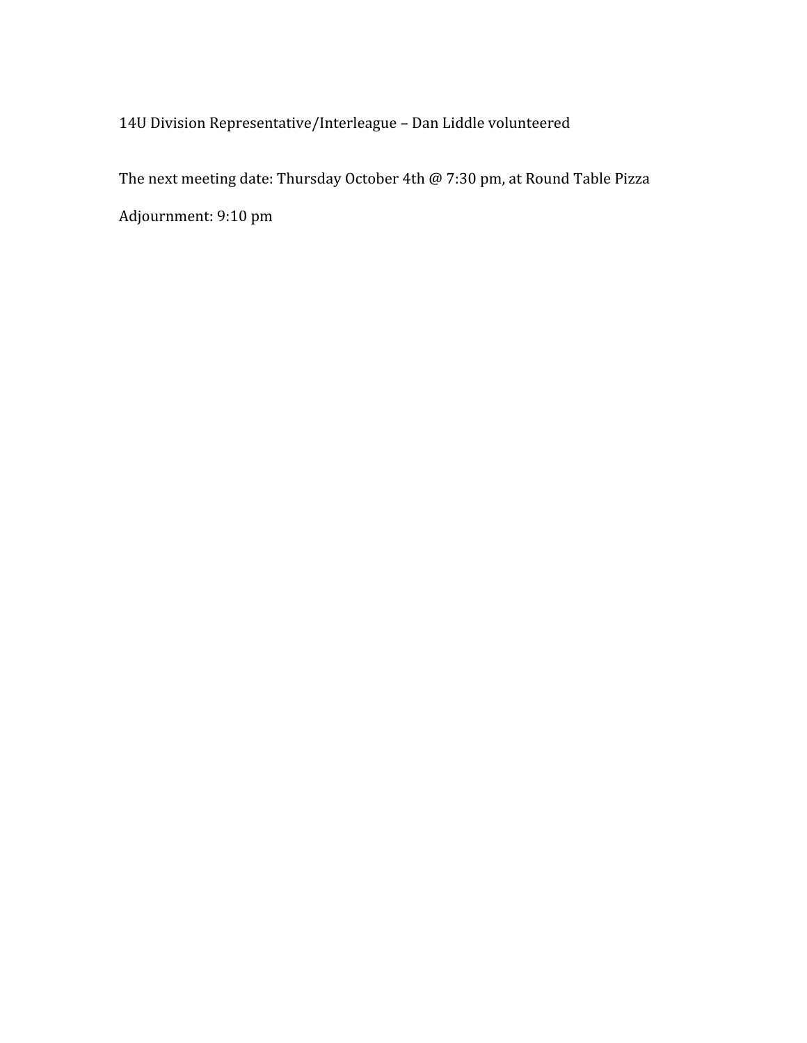14U Division Representative/Interleague – Dan Liddle volunteered

The next meeting date: Thursday October 4th @ 7:30 pm, at Round Table Pizza

Adjournment: 9:10 pm